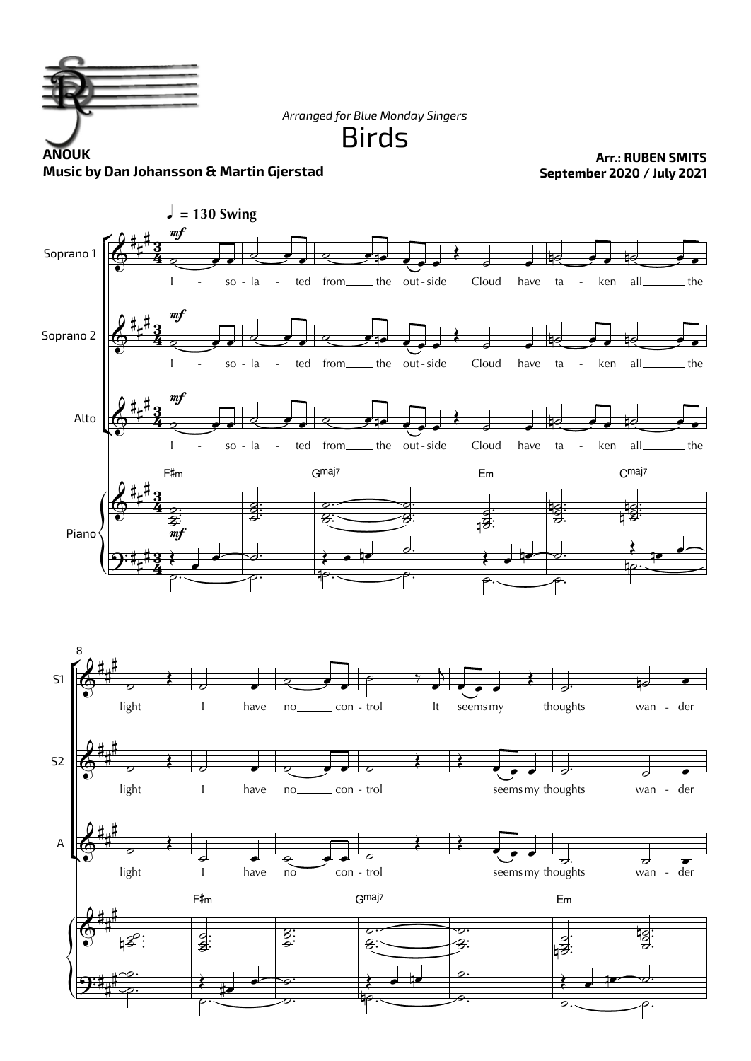*Arranged for Blue Monday Singers*

# Birds

**ANOUK**
**Music by Dan Johansson & Martin Gjerstad**

**Arr.: RUBEN SMITS**
**September 2020 / July 2021**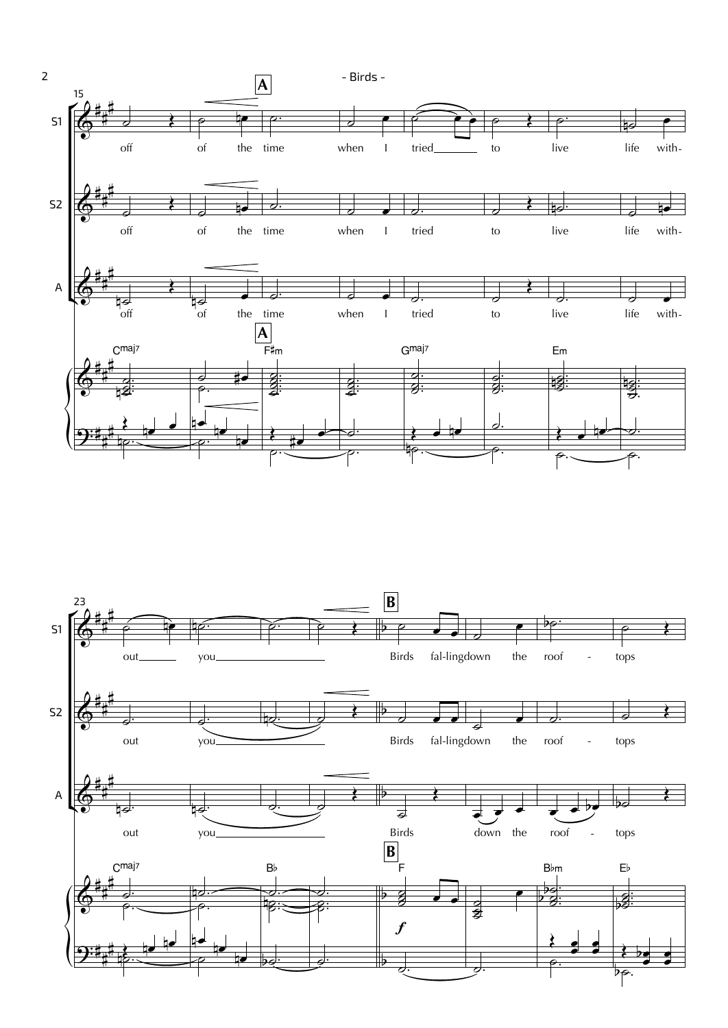- Birds -

15

S1: off of the time when I tried___ to live life with-

S2: off of the time when I tried to live life with-

A: off of the time when I tried to live life with-

**A**

Cmaj7 F♯m Gmaj7 Em

23

S1: out___ you___

S2: out you___

A: out you___

**B**

S1: Birds fal-lingdown the roof - tops

S2: Birds fal-lingdown the roof - tops

A: Birds down the roof - tops

Cmaj7 B♭ F B♭m E♭

*f*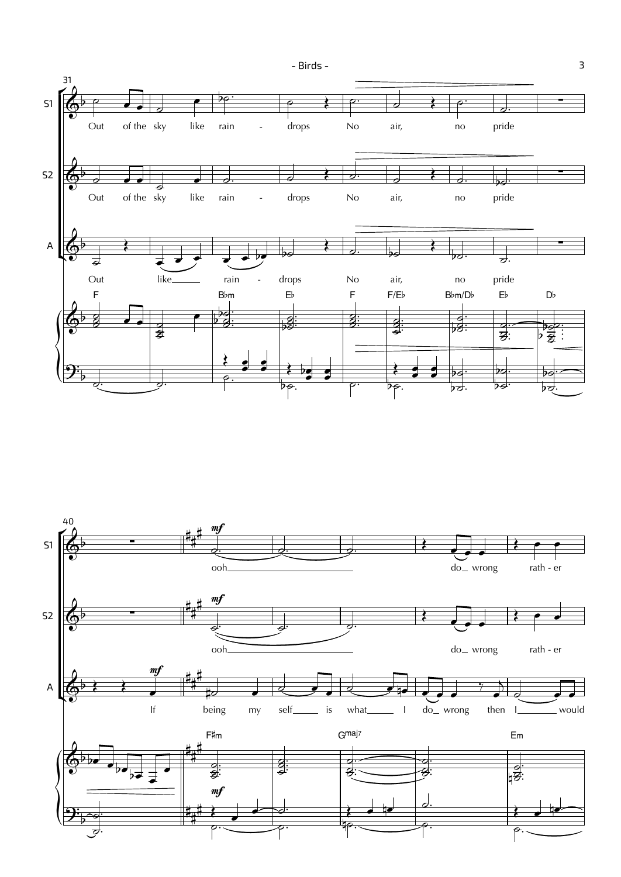31

S1: Out of the sky like rain - drops No air, no pride

S2: Out of the sky like rain - drops No air, no pride

A: Out like rain - drops No air, no pride

F B♭m E♭ F F/E♭ B♭m/D♭ E♭ D♭

40

S1: *mf* ooh do wrong rath - er

S2: *mf* ooh do wrong rath - er

A: *mf* If being my self is what I do wrong then I would

F♯m Gmaj7 Em

*mf*